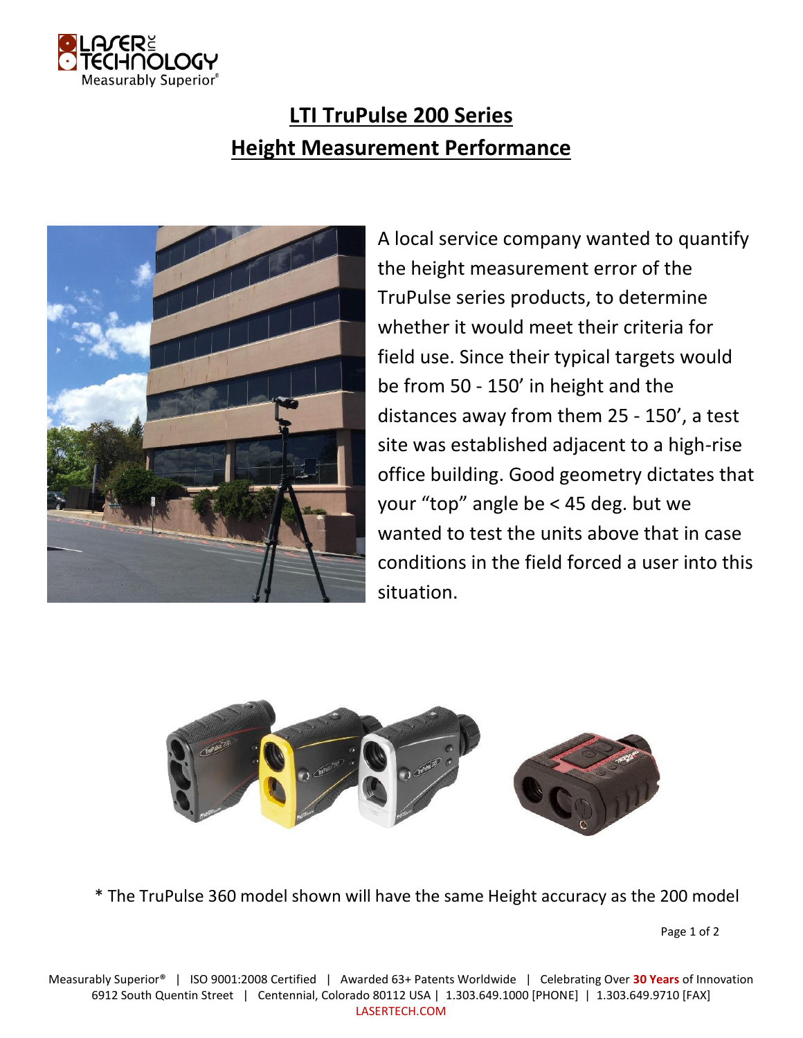# LTI TruPulse 200 Series
## Height Measurement Performance

A local service company wanted to quantify the height measurement error of the TruPulse series products, to determine whether it would meet their criteria for field use. Since their typical targets would be from 50 - 150' in height and the distances away from them 25 - 150', a test site was established adjacent to a high-rise office building. Good geometry dictates that your "top" angle be < 45 deg. but we wanted to test the units above that in case conditions in the field forced a user into this situation.

* The TruPulse 360 model shown will have the same Height accuracy as the 200 model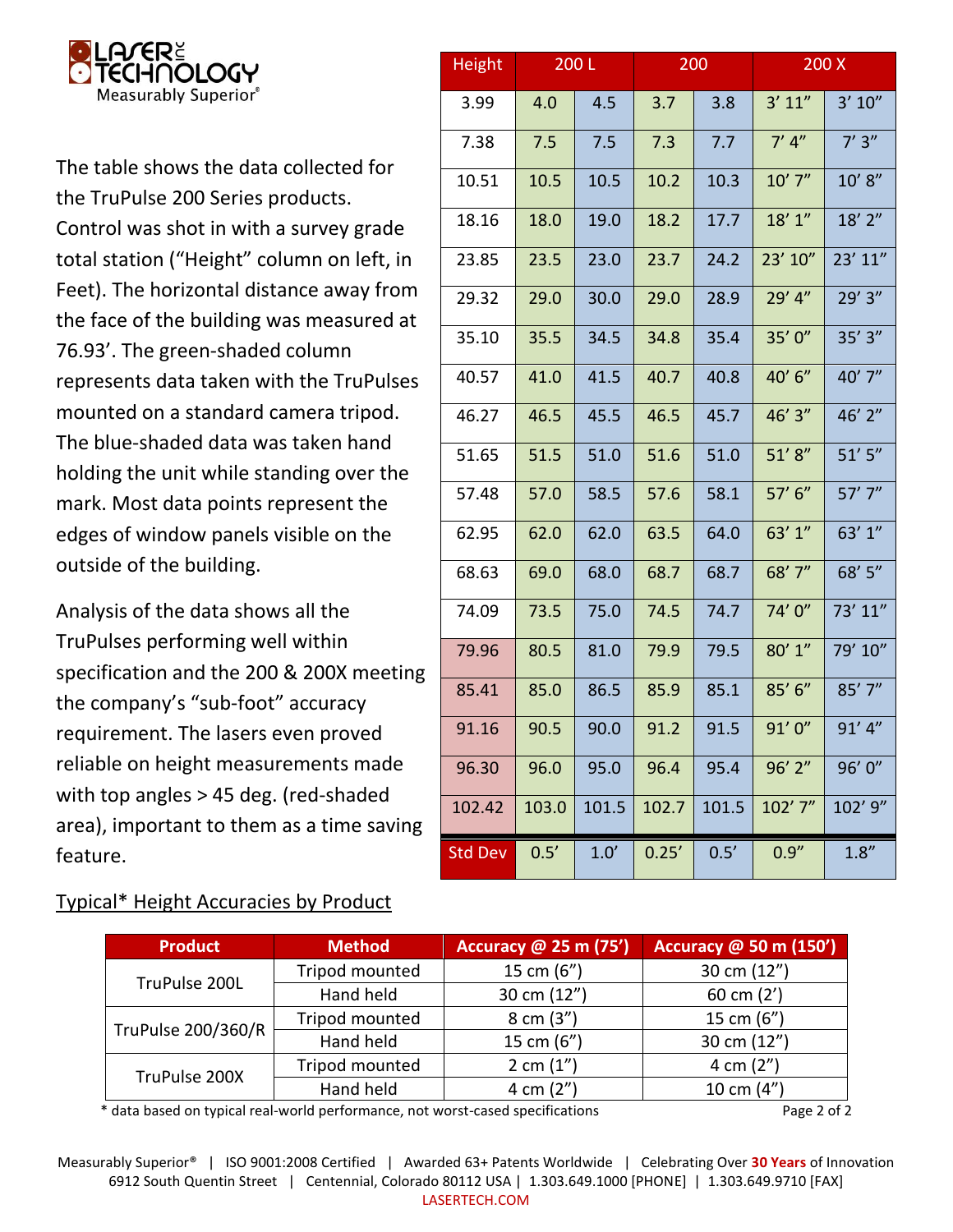Laser Technology Inc

Measurably Superior®

The table shows the data collected for the TruPulse 200 Series products. Control was shot in with a survey grade total station ("Height" column on left, in Feet). The horizontal distance away from the face of the building was measured at 76.93'. The green-shaded column represents data taken with the TruPulses mounted on a standard camera tripod. The blue-shaded data was taken hand holding the unit while standing over the mark. Most data points represent the edges of window panels visible on the outside of the building.

Analysis of the data shows all the TruPulses performing well within specification and the 200 & 200X meeting the company's "sub-foot" accuracy requirement. The lasers even proved reliable on height measurements made with top angles > 45 deg. (red-shaded area), important to them as a time saving feature.

| Height | 200 L | | 200 | | 200 X | |
|---|---|---|---|---|---|---|
| 3.99 | 4.0 | 4.5 | 3.7 | 3.8 | 3' 11" | 3' 10" |
| 7.38 | 7.5 | 7.5 | 7.3 | 7.7 | 7' 4" | 7' 3" |
| 10.51 | 10.5 | 10.5 | 10.2 | 10.3 | 10' 7" | 10' 8" |
| 18.16 | 18.0 | 19.0 | 18.2 | 17.7 | 18' 1" | 18' 2" |
| 23.85 | 23.5 | 23.0 | 23.7 | 24.2 | 23' 10" | 23' 11" |
| 29.32 | 29.0 | 30.0 | 29.0 | 28.9 | 29' 4" | 29' 3" |
| 35.10 | 35.5 | 34.5 | 34.8 | 35.4 | 35' 0" | 35' 3" |
| 40.57 | 41.0 | 41.5 | 40.7 | 40.8 | 40' 6" | 40' 7" |
| 46.27 | 46.5 | 45.5 | 46.5 | 45.7 | 46' 3" | 46' 2" |
| 51.65 | 51.5 | 51.0 | 51.6 | 51.0 | 51' 8" | 51' 5" |
| 57.48 | 57.0 | 58.5 | 57.6 | 58.1 | 57' 6" | 57' 7" |
| 62.95 | 62.0 | 62.0 | 63.5 | 64.0 | 63' 1" | 63' 1" |
| 68.63 | 69.0 | 68.0 | 68.7 | 68.7 | 68' 7" | 68' 5" |
| 74.09 | 73.5 | 75.0 | 74.5 | 74.7 | 74' 0" | 73' 11" |
| 79.96 | 80.5 | 81.0 | 79.9 | 79.5 | 80' 1" | 79' 10" |
| 85.41 | 85.0 | 86.5 | 85.9 | 85.1 | 85' 6" | 85' 7" |
| 91.16 | 90.5 | 90.0 | 91.2 | 91.5 | 91' 0" | 91' 4" |
| 96.30 | 96.0 | 95.0 | 96.4 | 95.4 | 96' 2" | 96' 0" |
| 102.42 | 103.0 | 101.5 | 102.7 | 101.5 | 102' 7" | 102' 9" |
| Std Dev | 0.5' | 1.0' | 0.25' | 0.5' | 0.9" | 1.8" |

## Typical* Height Accuracies by Product

| Product | Method | Accuracy @ 25 m (75') | Accuracy @ 50 m (150') |
|---|---|---|---|
| TruPulse 200L | Tripod mounted | 15 cm (6") | 30 cm (12") |
| | Hand held | 30 cm (12") | 60 cm (2') |
| TruPulse 200/360/R | Tripod mounted | 8 cm (3") | 15 cm (6") |
| | Hand held | 15 cm (6") | 30 cm (12") |
| TruPulse 200X | Tripod mounted | 2 cm (1") | 4 cm (2") |
| | Hand held | 4 cm (2") | 10 cm (4") |

* data based on typical real-world performance, not worst-cased specifications

Measurably Superior® | ISO 9001:2008 Certified | Awarded 63+ Patents Worldwide | Celebrating Over **30 Years** of Innovation
6912 South Quentin Street | Centennial, Colorado 80112 USA | 1.303.649.1000 [PHONE] | 1.303.649.9710 [FAX]
LASERTECH.COM